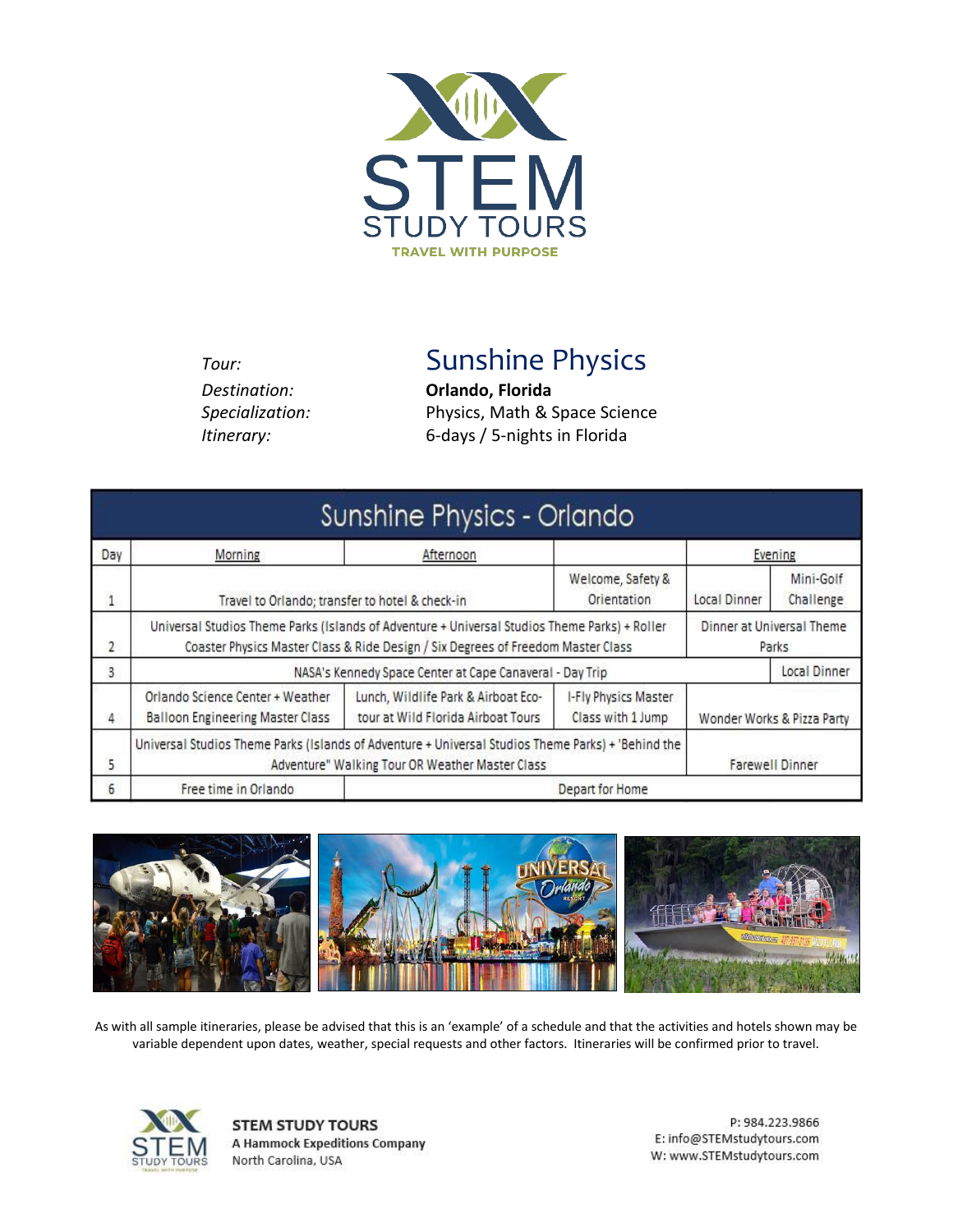# STEM STUDY TOURS

TRAVEL WITH PURPOSE

*Tour:* **Sunshine Physics**

*Destination:* **Orlando, Florida**

*Specialization:* Physics, Math & Space Science

*Itinerary:* 6-days / 5-nights in Florida

| Sunshine Physics - Orlando | | | | | |
|---|---|---|---|---|---|
| Day | Morning | Afternoon | | Evening | |
| 1 | Travel to Orlando; transfer to hotel & check-in | | Welcome, Safety & Orientation | Local Dinner | Mini-Golf Challenge |
| 2 | Universal Studios Theme Parks (Islands of Adventure + Universal Studios Theme Parks) + Roller Coaster Physics Master Class & Ride Design / Six Degrees of Freedom Master Class | | | Dinner at Universal Theme Parks | |
| 3 | NASA's Kennedy Space Center at Cape Canaveral - Day Trip | | | | Local Dinner |
| 4 | Orlando Science Center + Weather Balloon Engineering Master Class | Lunch, Wildlife Park & Airboat Eco-tour at Wild Florida Airboat Tours | I-Fly Physics Master Class with 1 Jump | Wonder Works & Pizza Party | |
| 5 | Universal Studios Theme Parks (Islands of Adventure + Universal Studios Theme Parks) + 'Behind the Adventure" Walking Tour OR Weather Master Class | | | Farewell Dinner | |
| 6 | Free time in Orlando | Depart for Home | | | |

As with all sample itineraries, please be advised that this is an 'example' of a schedule and that the activities and hotels shown may be variable dependent upon dates, weather, special requests and other factors. Itineraries will be confirmed prior to travel.

**STEM STUDY TOURS**
**A Hammock Expeditions Company**
North Carolina, USA

P: 984.223.9866
E: info@STEMstudytours.com
W: www.STEMstudytours.com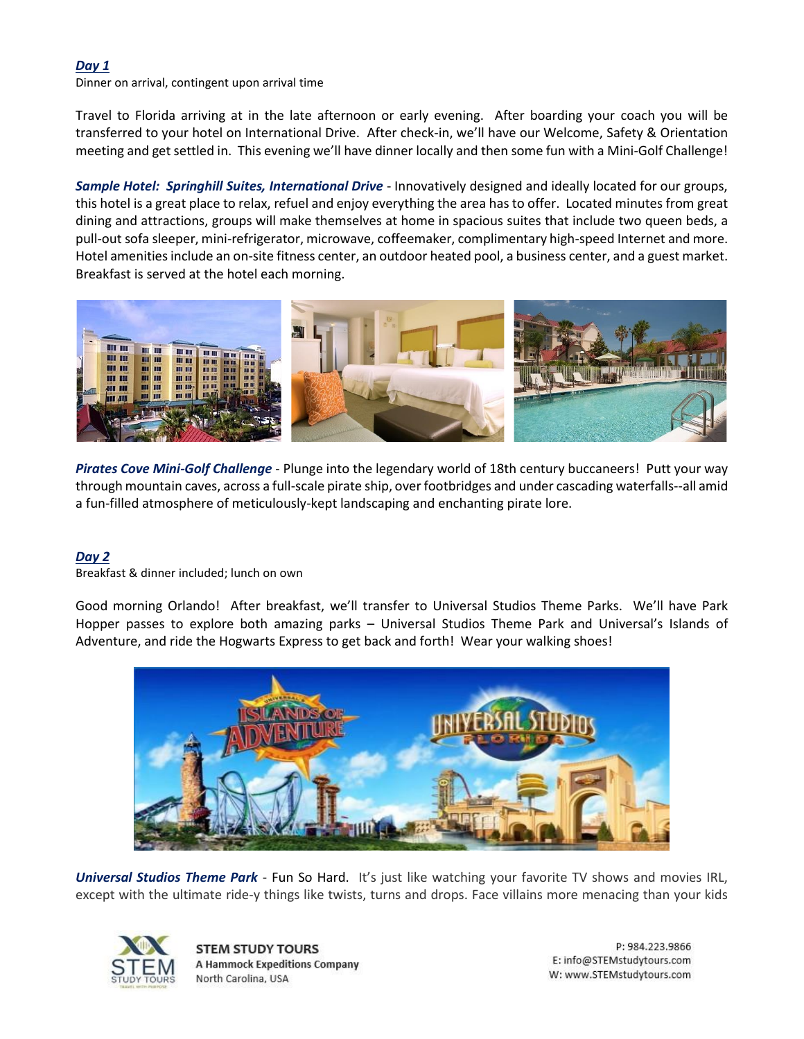***Day 1***

Dinner on arrival, contingent upon arrival time

Travel to Florida arriving at in the late afternoon or early evening. After boarding your coach you will be transferred to your hotel on International Drive. After check-in, we'll have our Welcome, Safety & Orientation meeting and get settled in. This evening we'll have dinner locally and then some fun with a Mini-Golf Challenge!

***Sample Hotel: Springhill Suites, International Drive*** - Innovatively designed and ideally located for our groups, this hotel is a great place to relax, refuel and enjoy everything the area has to offer. Located minutes from great dining and attractions, groups will make themselves at home in spacious suites that include two queen beds, a pull-out sofa sleeper, mini-refrigerator, microwave, coffeemaker, complimentary high-speed Internet and more. Hotel amenities include an on-site fitness center, an outdoor heated pool, a business center, and a guest market. Breakfast is served at the hotel each morning.

***Pirates Cove Mini-Golf Challenge*** - Plunge into the legendary world of 18th century buccaneers! Putt your way through mountain caves, across a full-scale pirate ship, over footbridges and under cascading waterfalls--all amid a fun-filled atmosphere of meticulously-kept landscaping and enchanting pirate lore.

***Day 2***

Breakfast & dinner included; lunch on own

Good morning Orlando! After breakfast, we'll transfer to Universal Studios Theme Parks. We'll have Park Hopper passes to explore both amazing parks – Universal Studios Theme Park and Universal's Islands of Adventure, and ride the Hogwarts Express to get back and forth! Wear your walking shoes!

***Universal Studios Theme Park*** - Fun So Hard. It's just like watching your favorite TV shows and movies IRL, except with the ultimate ride-y things like twists, turns and drops. Face villains more menacing than your kids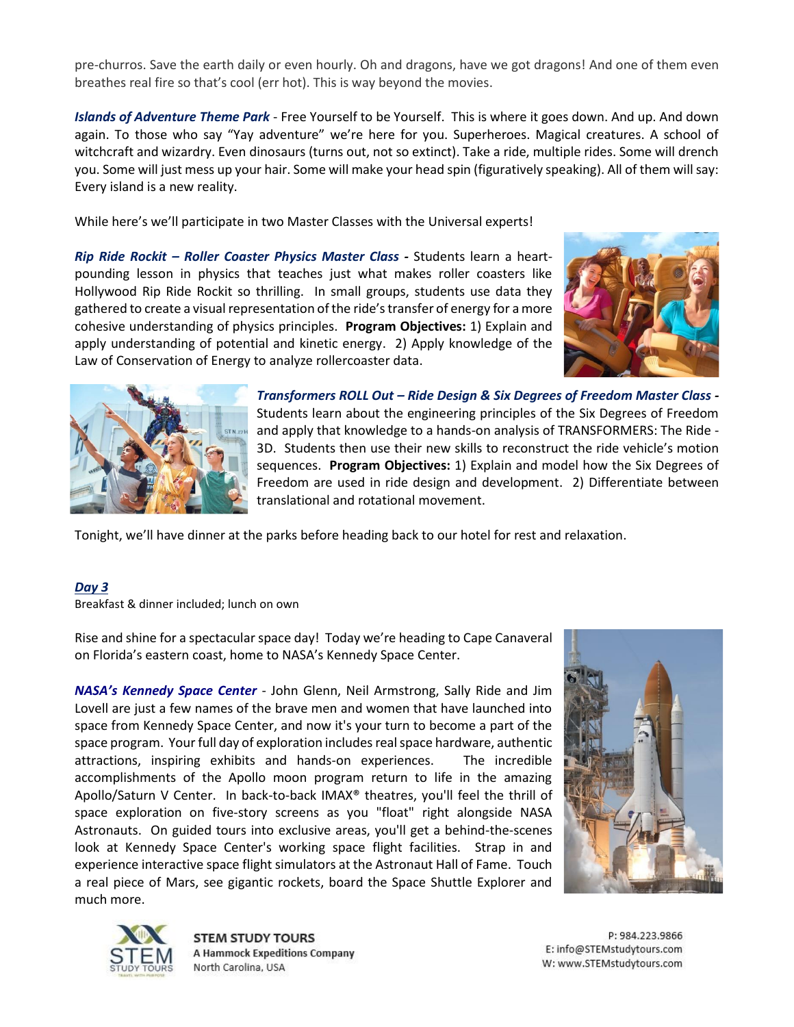pre-churros. Save the earth daily or even hourly. Oh and dragons, have we got dragons! And one of them even breathes real fire so that's cool (err hot). This is way beyond the movies.

***Islands of Adventure Theme Park*** - Free Yourself to be Yourself. This is where it goes down. And up. And down again. To those who say "Yay adventure" we're here for you. Superheroes. Magical creatures. A school of witchcraft and wizardry. Even dinosaurs (turns out, not so extinct). Take a ride, multiple rides. Some will drench you. Some will just mess up your hair. Some will make your head spin (figuratively speaking). All of them will say: Every island is a new reality.

While here's we'll participate in two Master Classes with the Universal experts!

***Rip Ride Rockit – Roller Coaster Physics Master Class*** **-** Students learn a heart-pounding lesson in physics that teaches just what makes roller coasters like Hollywood Rip Ride Rockit so thrilling. In small groups, students use data they gathered to create a visual representation of the ride's transfer of energy for a more cohesive understanding of physics principles. **Program Objectives:** 1) Explain and apply understanding of potential and kinetic energy. 2) Apply knowledge of the Law of Conservation of Energy to analyze rollercoaster data.

***Transformers ROLL Out – Ride Design & Six Degrees of Freedom Master Class*** **-** Students learn about the engineering principles of the Six Degrees of Freedom and apply that knowledge to a hands-on analysis of TRANSFORMERS: The Ride - 3D. Students then use their new skills to reconstruct the ride vehicle's motion sequences. **Program Objectives:** 1) Explain and model how the Six Degrees of Freedom are used in ride design and development. 2) Differentiate between translational and rotational movement.

Tonight, we'll have dinner at the parks before heading back to our hotel for rest and relaxation.

## *Day 3*

Breakfast & dinner included; lunch on own

Rise and shine for a spectacular space day! Today we're heading to Cape Canaveral on Florida's eastern coast, home to NASA's Kennedy Space Center.

***NASA's Kennedy Space Center*** - John Glenn, Neil Armstrong, Sally Ride and Jim Lovell are just a few names of the brave men and women that have launched into space from Kennedy Space Center, and now it's your turn to become a part of the space program. Your full day of exploration includes real space hardware, authentic attractions, inspiring exhibits and hands-on experiences. The incredible accomplishments of the Apollo moon program return to life in the amazing Apollo/Saturn V Center. In back-to-back IMAX® theatres, you'll feel the thrill of space exploration on five-story screens as you "float" right alongside NASA Astronauts. On guided tours into exclusive areas, you'll get a behind-the-scenes look at Kennedy Space Center's working space flight facilities. Strap in and experience interactive space flight simulators at the Astronaut Hall of Fame. Touch a real piece of Mars, see gigantic rockets, board the Space Shuttle Explorer and much more.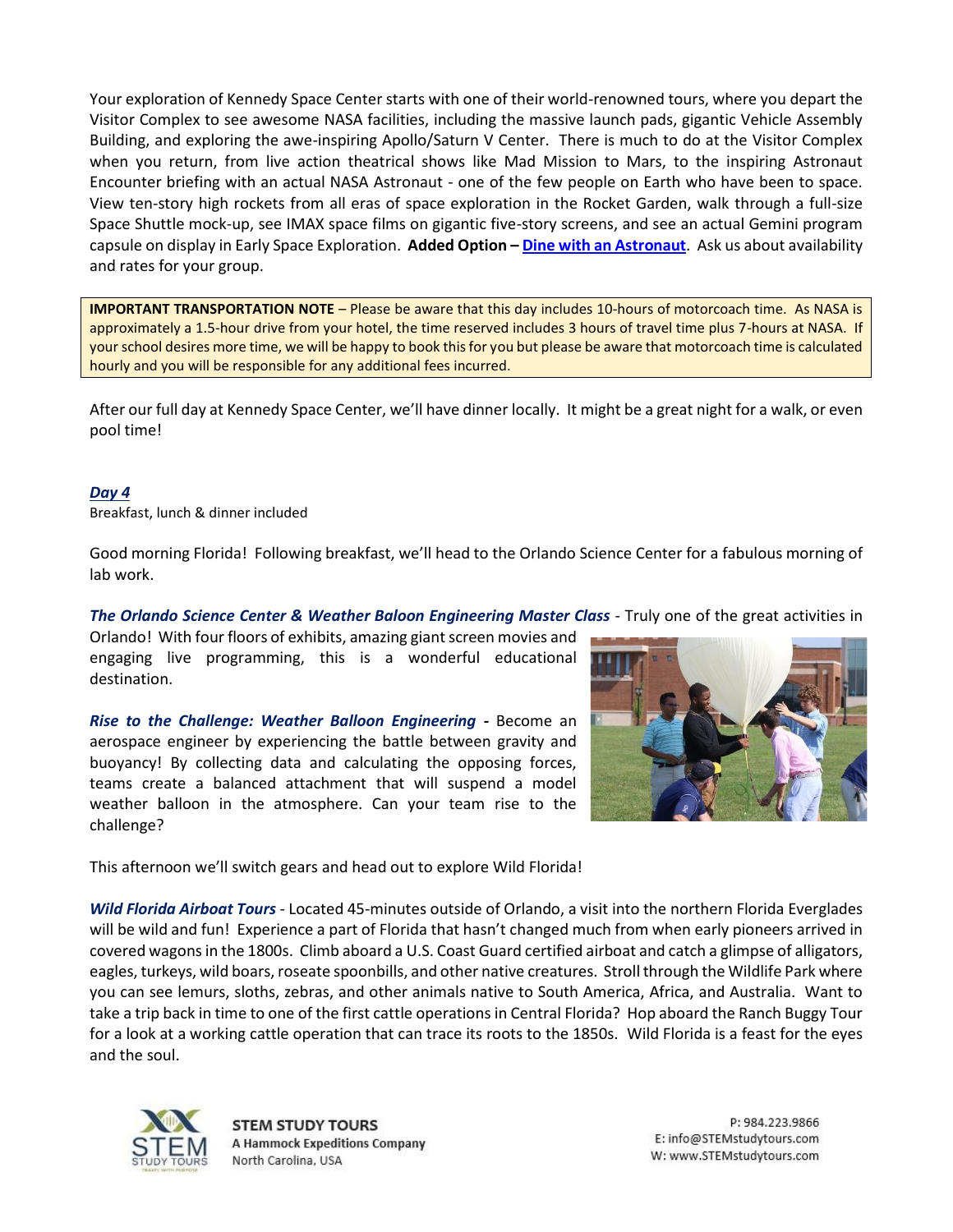Your exploration of Kennedy Space Center starts with one of their world-renowned tours, where you depart the Visitor Complex to see awesome NASA facilities, including the massive launch pads, gigantic Vehicle Assembly Building, and exploring the awe-inspiring Apollo/Saturn V Center. There is much to do at the Visitor Complex when you return, from live action theatrical shows like Mad Mission to Mars, to the inspiring Astronaut Encounter briefing with an actual NASA Astronaut - one of the few people on Earth who have been to space. View ten-story high rockets from all eras of space exploration in the Rocket Garden, walk through a full-size Space Shuttle mock-up, see IMAX space films on gigantic five-story screens, and see an actual Gemini program capsule on display in Early Space Exploration. **Added Option – Dine with an Astronaut**. Ask us about availability and rates for your group.

> **IMPORTANT TRANSPORTATION NOTE** – Please be aware that this day includes 10-hours of motorcoach time. As NASA is approximately a 1.5-hour drive from your hotel, the time reserved includes 3 hours of travel time plus 7-hours at NASA. If your school desires more time, we will be happy to book this for you but please be aware that motorcoach time is calculated hourly and you will be responsible for any additional fees incurred.

After our full day at Kennedy Space Center, we'll have dinner locally. It might be a great night for a walk, or even pool time!

## *Day 4*

Breakfast, lunch & dinner included

Good morning Florida! Following breakfast, we'll head to the Orlando Science Center for a fabulous morning of lab work.

***The Orlando Science Center & Weather Baloon Engineering Master Class*** - Truly one of the great activities in Orlando! With four floors of exhibits, amazing giant screen movies and engaging live programming, this is a wonderful educational destination.

***Rise to the Challenge: Weather Balloon Engineering*** **-** Become an aerospace engineer by experiencing the battle between gravity and buoyancy! By collecting data and calculating the opposing forces, teams create a balanced attachment that will suspend a model weather balloon in the atmosphere. Can your team rise to the challenge?

This afternoon we'll switch gears and head out to explore Wild Florida!

***Wild Florida Airboat Tours*** - Located 45-minutes outside of Orlando, a visit into the northern Florida Everglades will be wild and fun! Experience a part of Florida that hasn't changed much from when early pioneers arrived in covered wagons in the 1800s. Climb aboard a U.S. Coast Guard certified airboat and catch a glimpse of alligators, eagles, turkeys, wild boars, roseate spoonbills, and other native creatures. Stroll through the Wildlife Park where you can see lemurs, sloths, zebras, and other animals native to South America, Africa, and Australia. Want to take a trip back in time to one of the first cattle operations in Central Florida? Hop aboard the Ranch Buggy Tour for a look at a working cattle operation that can trace its roots to the 1850s. Wild Florida is a feast for the eyes and the soul.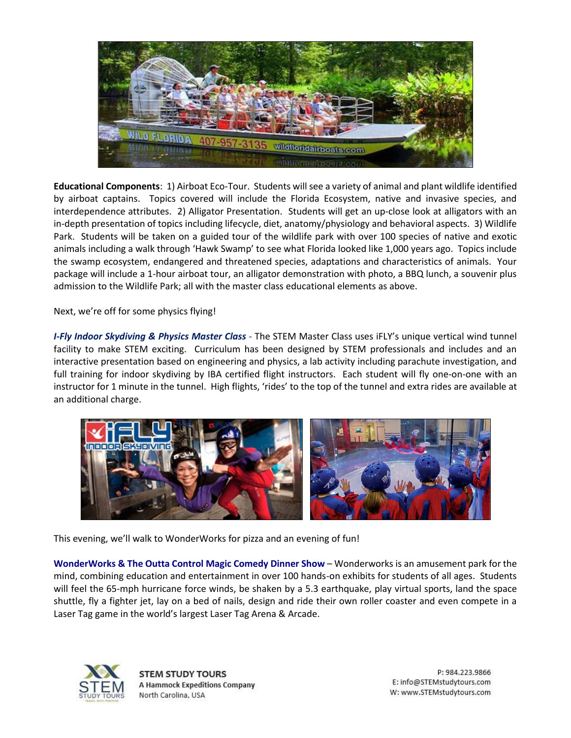**Educational Components**: 1) Airboat Eco-Tour. Students will see a variety of animal and plant wildlife identified by airboat captains. Topics covered will include the Florida Ecosystem, native and invasive species, and interdependence attributes. 2) Alligator Presentation. Students will get an up-close look at alligators with an in-depth presentation of topics including lifecycle, diet, anatomy/physiology and behavioral aspects. 3) Wildlife Park. Students will be taken on a guided tour of the wildlife park with over 100 species of native and exotic animals including a walk through 'Hawk Swamp' to see what Florida looked like 1,000 years ago. Topics include the swamp ecosystem, endangered and threatened species, adaptations and characteristics of animals. Your package will include a 1-hour airboat tour, an alligator demonstration with photo, a BBQ lunch, a souvenir plus admission to the Wildlife Park; all with the master class educational elements as above.

Next, we're off for some physics flying!

***I-Fly Indoor Skydiving & Physics Master Class*** - The STEM Master Class uses iFLY's unique vertical wind tunnel facility to make STEM exciting. Curriculum has been designed by STEM professionals and includes and an interactive presentation based on engineering and physics, a lab activity including parachute investigation, and full training for indoor skydiving by IBA certified flight instructors. Each student will fly one-on-one with an instructor for 1 minute in the tunnel. High flights, 'rides' to the top of the tunnel and extra rides are available at an additional charge.

This evening, we'll walk to WonderWorks for pizza and an evening of fun!

**WonderWorks & The Outta Control Magic Comedy Dinner Show** – Wonderworks is an amusement park for the mind, combining education and entertainment in over 100 hands-on exhibits for students of all ages. Students will feel the 65-mph hurricane force winds, be shaken by a 5.3 earthquake, play virtual sports, land the space shuttle, fly a fighter jet, lay on a bed of nails, design and ride their own roller coaster and even compete in a Laser Tag game in the world's largest Laser Tag Arena & Arcade.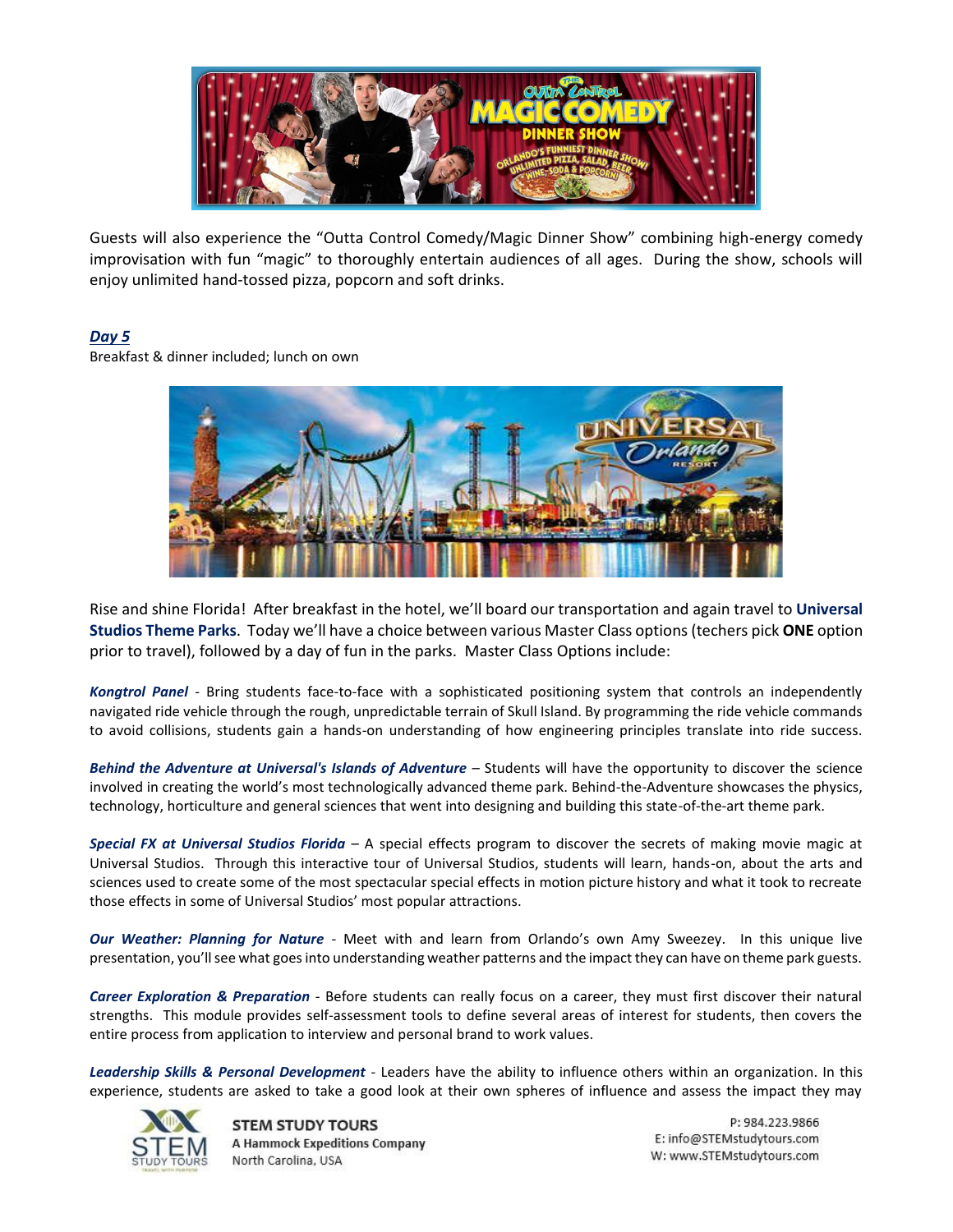Guests will also experience the "Outta Control Comedy/Magic Dinner Show" combining high-energy comedy improvisation with fun "magic" to thoroughly entertain audiences of all ages. During the show, schools will enjoy unlimited hand-tossed pizza, popcorn and soft drinks.

## *Day 5*

Breakfast & dinner included; lunch on own

Rise and shine Florida! After breakfast in the hotel, we'll board our transportation and again travel to **Universal Studios Theme Parks**. Today we'll have a choice between various Master Class options (techers pick **ONE** option prior to travel), followed by a day of fun in the parks. Master Class Options include:

***Kongtrol Panel*** - Bring students face-to-face with a sophisticated positioning system that controls an independently navigated ride vehicle through the rough, unpredictable terrain of Skull Island. By programming the ride vehicle commands to avoid collisions, students gain a hands-on understanding of how engineering principles translate into ride success.

***Behind the Adventure at Universal's Islands of Adventure*** – Students will have the opportunity to discover the science involved in creating the world's most technologically advanced theme park. Behind-the-Adventure showcases the physics, technology, horticulture and general sciences that went into designing and building this state-of-the-art theme park.

***Special FX at Universal Studios Florida*** – A special effects program to discover the secrets of making movie magic at Universal Studios. Through this interactive tour of Universal Studios, students will learn, hands-on, about the arts and sciences used to create some of the most spectacular special effects in motion picture history and what it took to recreate those effects in some of Universal Studios' most popular attractions.

***Our Weather: Planning for Nature*** - Meet with and learn from Orlando's own Amy Sweezey. In this unique live presentation, you'll see what goes into understanding weather patterns and the impact they can have on theme park guests.

***Career Exploration & Preparation*** - Before students can really focus on a career, they must first discover their natural strengths. This module provides self-assessment tools to define several areas of interest for students, then covers the entire process from application to interview and personal brand to work values.

***Leadership Skills & Personal Development*** - Leaders have the ability to influence others within an organization. In this experience, students are asked to take a good look at their own spheres of influence and assess the impact they may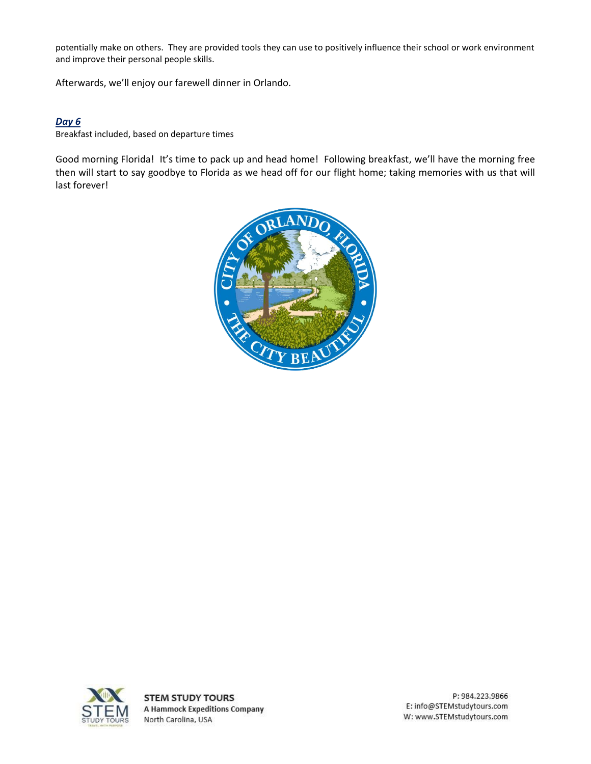potentially make on others. They are provided tools they can use to positively influence their school or work environment and improve their personal people skills.

Afterwards, we'll enjoy our farewell dinner in Orlando.

***Day 6***

Breakfast included, based on departure times

Good morning Florida! It's time to pack up and head home! Following breakfast, we'll have the morning free then will start to say goodbye to Florida as we head off for our flight home; taking memories with us that will last forever!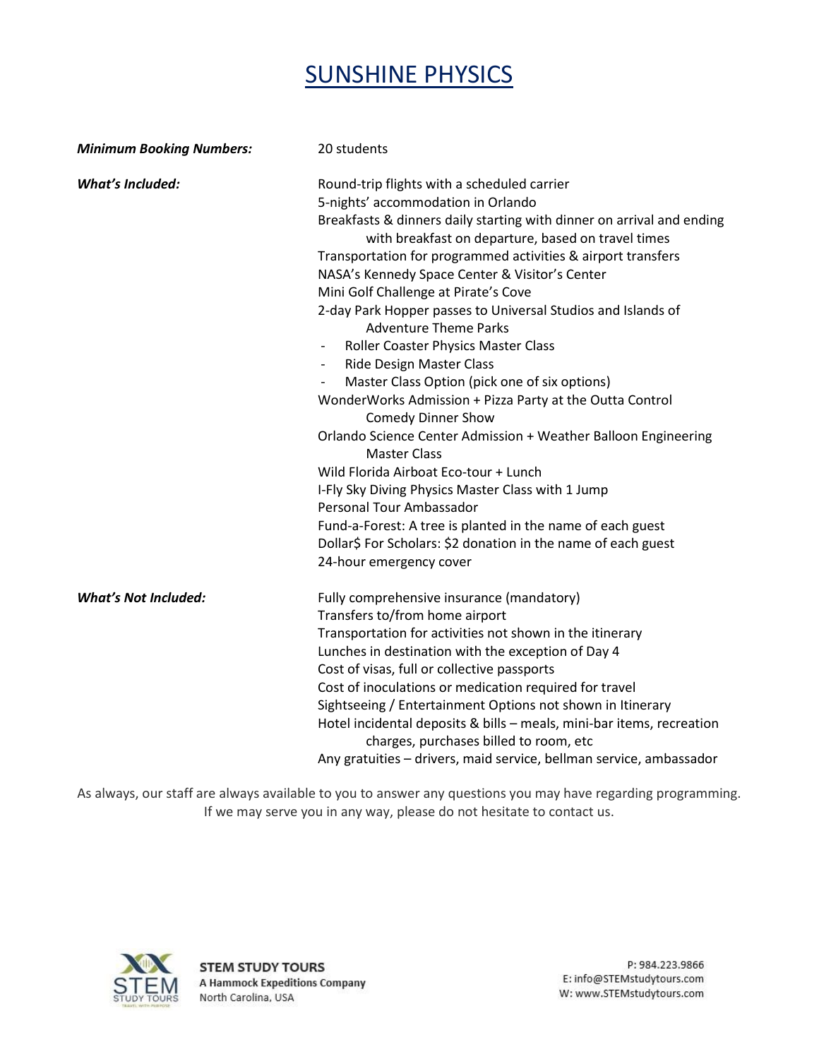# SUNSHINE PHYSICS

***Minimum Booking Numbers:*** 20 students

***What's Included:***

Round-trip flights with a scheduled carrier
5-nights' accommodation in Orlando
Breakfasts & dinners daily starting with dinner on arrival and ending with breakfast on departure, based on travel times
Transportation for programmed activities & airport transfers
NASA's Kennedy Space Center & Visitor's Center
Mini Golf Challenge at Pirate's Cove
2-day Park Hopper passes to Universal Studios and Islands of Adventure Theme Parks
- Roller Coaster Physics Master Class
- Ride Design Master Class
- Master Class Option (pick one of six options)

WonderWorks Admission + Pizza Party at the Outta Control Comedy Dinner Show
Orlando Science Center Admission + Weather Balloon Engineering Master Class
Wild Florida Airboat Eco-tour + Lunch
I-Fly Sky Diving Physics Master Class with 1 Jump
Personal Tour Ambassador
Fund-a-Forest: A tree is planted in the name of each guest
Dollar$ For Scholars: $2 donation in the name of each guest
24-hour emergency cover

***What's Not Included:***

Fully comprehensive insurance (mandatory)
Transfers to/from home airport
Transportation for activities not shown in the itinerary
Lunches in destination with the exception of Day 4
Cost of visas, full or collective passports
Cost of inoculations or medication required for travel
Sightseeing / Entertainment Options not shown in Itinerary
Hotel incidental deposits & bills – meals, mini-bar items, recreation charges, purchases billed to room, etc
Any gratuities – drivers, maid service, bellman service, ambassador

As always, our staff are always available to you to answer any questions you may have regarding programming. If we may serve you in any way, please do not hesitate to contact us.